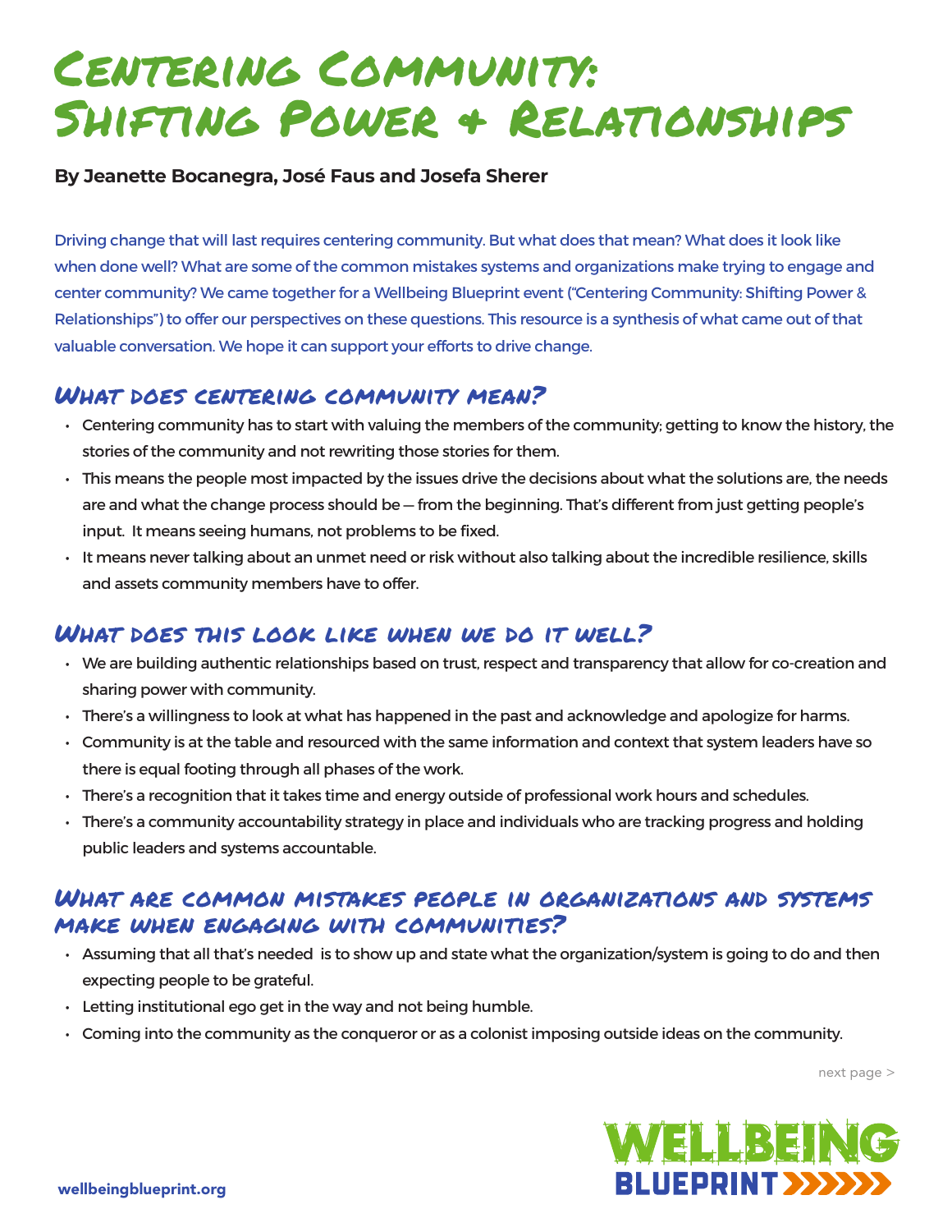# Centering Community: Shifting Power & Relationships

**By Jeanette Bocanegra, José Faus and Josefa Sherer**

Driving change that will last requires centering community. But what does that mean? What does it look like when done well? What are some of the common mistakes systems and organizations make trying to engage and center community? We came together for a Wellbeing Blueprint event ("Centering Community: Shifting Power & Relationships") to offer our perspectives on these questions. This resource is a synthesis of what came out of that valuable conversation. We hope it can support your efforts to drive change.

## What does centering community mean?

- Centering community has to start with valuing the members of the community; getting to know the history, the stories of the community and not rewriting those stories for them.
- This means the people most impacted by the issues drive the decisions about what the solutions are, the needs are and what the change process should be — from the beginning. That's different from just getting people's input. It means seeing humans, not problems to be fixed.
- It means never talking about an unmet need or risk without also talking about the incredible resilience, skills and assets community members have to offer.

## What does this look like when we do it well?

- We are building authentic relationships based on trust, respect and transparency that allow for co-creation and sharing power with community.
- There's a willingness to look at what has happened in the past and acknowledge and apologize for harms.
- Community is at the table and resourced with the same information and context that system leaders have so there is equal footing through all phases of the work.
- There's a recognition that it takes time and energy outside of professional work hours and schedules.
- There's a community accountability strategy in place and individuals who are tracking progress and holding public leaders and systems accountable.

## What are common mistakes people in organizations and systems make when engaging with communities?

- Assuming that all that's needed is to show up and state what the organization/system is going to do and then expecting people to be grateful.
- Letting institutional ego get in the way and not being humble.
- Coming into the community as the conqueror or as a colonist imposing outside ideas on the community.

next page >

wellbeingblueprint.org

WELLBEING BLUEPRINT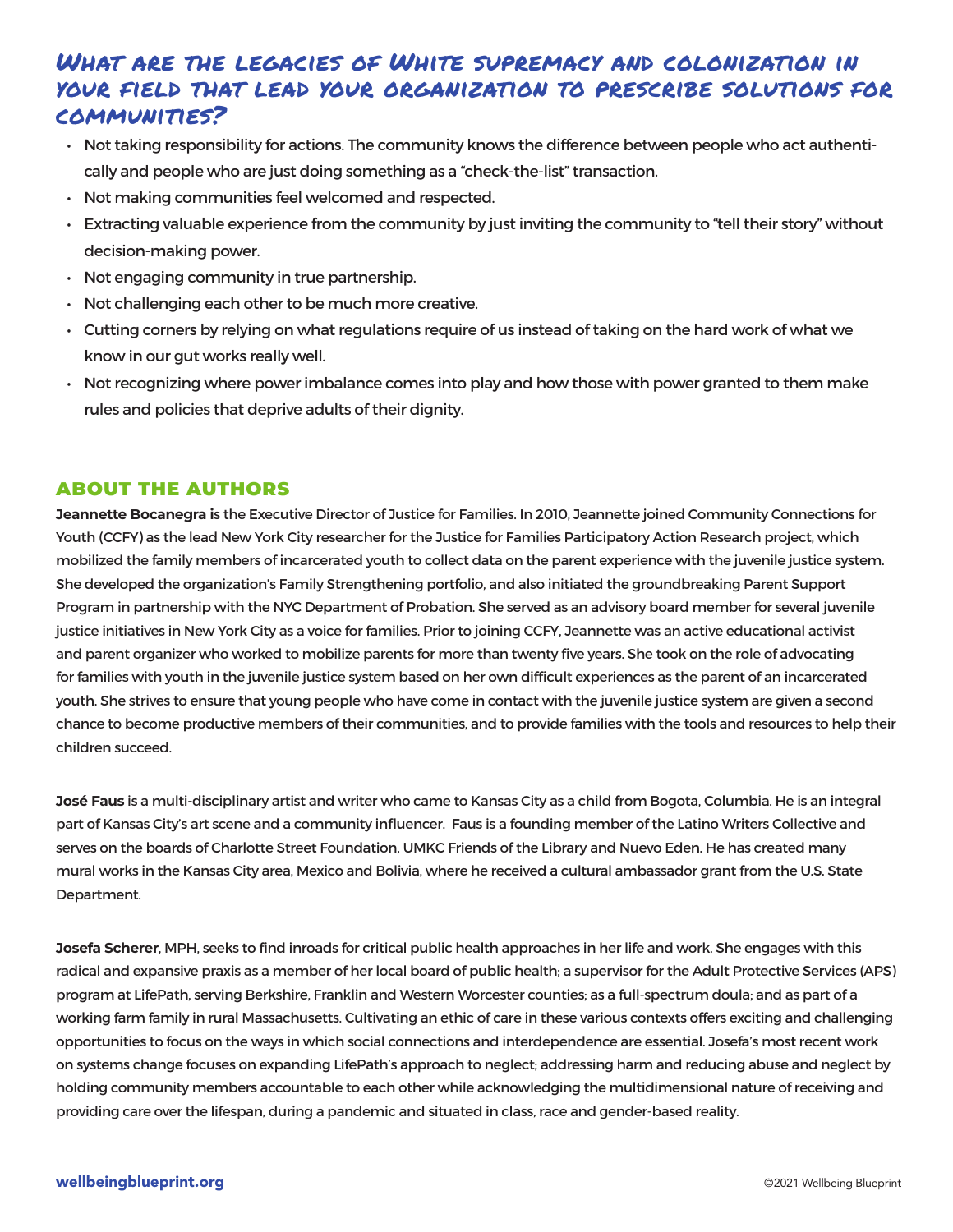## What are the legacies of White supremacy and colonization in your field that lead your organization to prescribe solutions for communities?

- Not taking responsibility for actions. The community knows the difference between people who act authentically and people who are just doing something as a "check-the-list" transaction.
- Not making communities feel welcomed and respected.
- Extracting valuable experience from the community by just inviting the community to "tell their story" without decision-making power.
- Not engaging community in true partnership.
- Not challenging each other to be much more creative.
- Cutting corners by relying on what regulations require of us instead of taking on the hard work of what we know in our gut works really well.
- Not recognizing where power imbalance comes into play and how those with power granted to them make rules and policies that deprive adults of their dignity.

## ABOUT THE AUTHORS

**Jeannette Bocanegra is** the Executive Director of Justice for Families. In 2010, Jeannette joined Community Connections for Youth (CCFY) as the lead New York City researcher for the Justice for Families Participatory Action Research project, which mobilized the family members of incarcerated youth to collect data on the parent experience with the juvenile justice system. She developed the organization's Family Strengthening portfolio, and also initiated the groundbreaking Parent Support Program in partnership with the NYC Department of Probation. She served as an advisory board member for several juvenile justice initiatives in New York City as a voice for families. Prior to joining CCFY, Jeannette was an active educational activist and parent organizer who worked to mobilize parents for more than twenty five years. She took on the role of advocating for families with youth in the juvenile justice system based on her own difficult experiences as the parent of an incarcerated youth. She strives to ensure that young people who have come in contact with the juvenile justice system are given a second chance to become productive members of their communities, and to provide families with the tools and resources to help their children succeed.

**José Faus** is a multi-disciplinary artist and writer who came to Kansas City as a child from Bogota, Columbia. He is an integral part of Kansas City's art scene and a community influencer. Faus is a founding member of the Latino Writers Collective and serves on the boards of Charlotte Street Foundation, UMKC Friends of the Library and Nuevo Eden. He has created many mural works in the Kansas City area, Mexico and Bolivia, where he received a cultural ambassador grant from the U.S. State Department.

**Josefa Scherer**, MPH, seeks to find inroads for critical public health approaches in her life and work. She engages with this radical and expansive praxis as a member of her local board of public health; a supervisor for the Adult Protective Services (APS) program at LifePath, serving Berkshire, Franklin and Western Worcester counties; as a full-spectrum doula; and as part of a working farm family in rural Massachusetts. Cultivating an ethic of care in these various contexts offers exciting and challenging opportunities to focus on the ways in which social connections and interdependence are essential. Josefa's most recent work on systems change focuses on expanding LifePath's approach to neglect; addressing harm and reducing abuse and neglect by holding community members accountable to each other while acknowledging the multidimensional nature of receiving and providing care over the lifespan, during a pandemic and situated in class, race and gender-based reality.